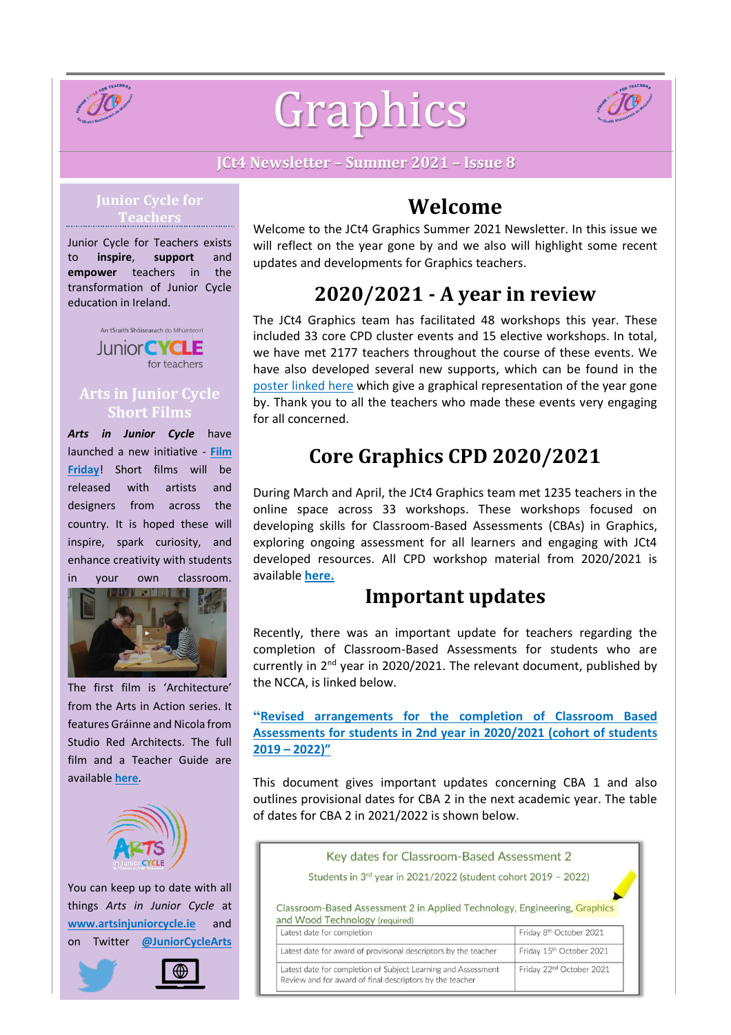# Graphics

JCt4 Newsletter – Summer 2021 – Issue 8

## Junior Cycle for Teachers

Junior Cycle for Teachers exists to **inspire**, **support** and **empower** teachers in the transformation of Junior Cycle education in Ireland.

An tSraith Shóisearach do Mhúinteoirí
Junior CYCLE for teachers

## Arts in Junior Cycle Short Films

***Arts in Junior Cycle*** have launched a new initiative - **Film Friday**! Short films will be released with artists and designers from across the country. It is hoped these will inspire, spark curiosity, and enhance creativity with students in your own classroom.

The first film is 'Architecture' from the Arts in Action series. It features Gráinne and Nicola from Studio Red Architects. The full film and a Teacher Guide are available **here**.

You can keep up to date with all things *Arts in Junior Cycle* at **www.artsinjuniorcycle.ie** and on Twitter **@JuniorCycleArts**

## Welcome

Welcome to the JCt4 Graphics Summer 2021 Newsletter. In this issue we will reflect on the year gone by and we also will highlight some recent updates and developments for Graphics teachers.

## 2020/2021 - A year in review

The JCt4 Graphics team has facilitated 48 workshops this year. These included 33 core CPD cluster events and 15 elective workshops. In total, we have met 2177 teachers throughout the course of these events. We have also developed several new supports, which can be found in the poster linked here which give a graphical representation of the year gone by. Thank you to all the teachers who made these events very engaging for all concerned.

## Core Graphics CPD 2020/2021

During March and April, the JCt4 Graphics team met 1235 teachers in the online space across 33 workshops. These workshops focused on developing skills for Classroom-Based Assessments (CBAs) in Graphics, exploring ongoing assessment for all learners and engaging with JCt4 developed resources. All CPD workshop material from 2020/2021 is available **here.**

## Important updates

Recently, there was an important update for teachers regarding the completion of Classroom-Based Assessments for students who are currently in 2nd year in 2020/2021. The relevant document, published by the NCCA, is linked below.

**"Revised arrangements for the completion of Classroom Based Assessments for students in 2nd year in 2020/2021 (cohort of students 2019 – 2022)"**

This document gives important updates concerning CBA 1 and also outlines provisional dates for CBA 2 in the next academic year. The table of dates for CBA 2 in 2021/2022 is shown below.

Key dates for Classroom-Based Assessment 2

Students in 3rd year in 2021/2022 (student cohort 2019 – 2022)

Classroom-Based Assessment 2 in Applied Technology, Engineering, Graphics and Wood Technology (required)

| | |
|---|---|
| Latest date for completion | Friday 8th October 2021 |
| Latest date for award of provisional descriptors by the teacher | Friday 15th October 2021 |
| Latest date for completion of Subject Learning and Assessment Review and for award of final descriptors by the teacher | Friday 22nd October 2021 |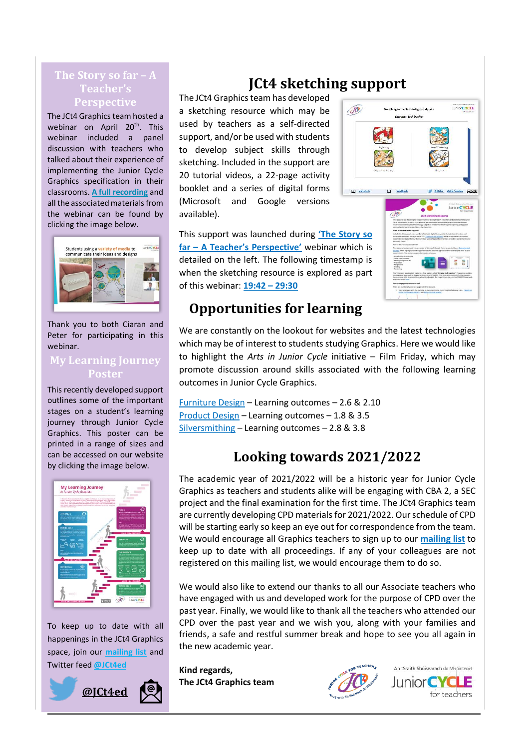## The Story so far – A Teacher's Perspective

The JCt4 Graphics team hosted a webinar on April 20th. This webinar included a panel discussion with teachers who talked about their experience of implementing the Junior Cycle Graphics specification in their classrooms. A full recording and all the associated materials from the webinar can be found by clicking the image below.

Thank you to both Ciaran and Peter for participating in this webinar.

## My Learning Journey Poster

This recently developed support outlines some of the important stages on a student's learning journey through Junior Cycle Graphics. This poster can be printed in a range of sizes and can be accessed on our website by clicking the image below.

To keep up to date with all happenings in the JCt4 Graphics space, join our mailing list and Twitter feed @JCt4ed

@JCt4ed

# JCt4 sketching support

The JCt4 Graphics team has developed a sketching resource which may be used by teachers as a self-directed support, and/or be used with students to develop subject skills through sketching. Included in the support are 20 tutorial videos, a 22-page activity booklet and a series of digital forms (Microsoft and Google versions available).

This support was launched during 'The Story so far – A Teacher's Perspective' webinar which is detailed on the left. The following timestamp is when the sketching resource is explored as part of this webinar: **19:42 – 29:30**

# Opportunities for learning

We are constantly on the lookout for websites and the latest technologies which may be of interest to students studying Graphics. Here we would like to highlight the *Arts in Junior Cycle* initiative – Film Friday, which may promote discussion around skills associated with the following learning outcomes in Junior Cycle Graphics.

Furniture Design – Learning outcomes – 2.6 & 2.10
Product Design – Learning outcomes – 1.8 & 3.5
Silversmithing – Learning outcomes – 2.8 & 3.8

# Looking towards 2021/2022

The academic year of 2021/2022 will be a historic year for Junior Cycle Graphics as teachers and students alike will be engaging with CBA 2, a SEC project and the final examination for the first time. The JCt4 Graphics team are currently developing CPD materials for 2021/2022. Our schedule of CPD will be starting early so keep an eye out for correspondence from the team. We would encourage all Graphics teachers to sign up to our **mailing list** to keep up to date with all proceedings. If any of your colleagues are not registered on this mailing list, we would encourage them to do so.

We would also like to extend our thanks to all our Associate teachers who have engaged with us and developed work for the purpose of CPD over the past year. Finally, we would like to thank all the teachers who attended our CPD over the past year and we wish you, along with your families and friends, a safe and restful summer break and hope to see you all again in the new academic year.

**Kind regards,**
**The JCt4 Graphics team**